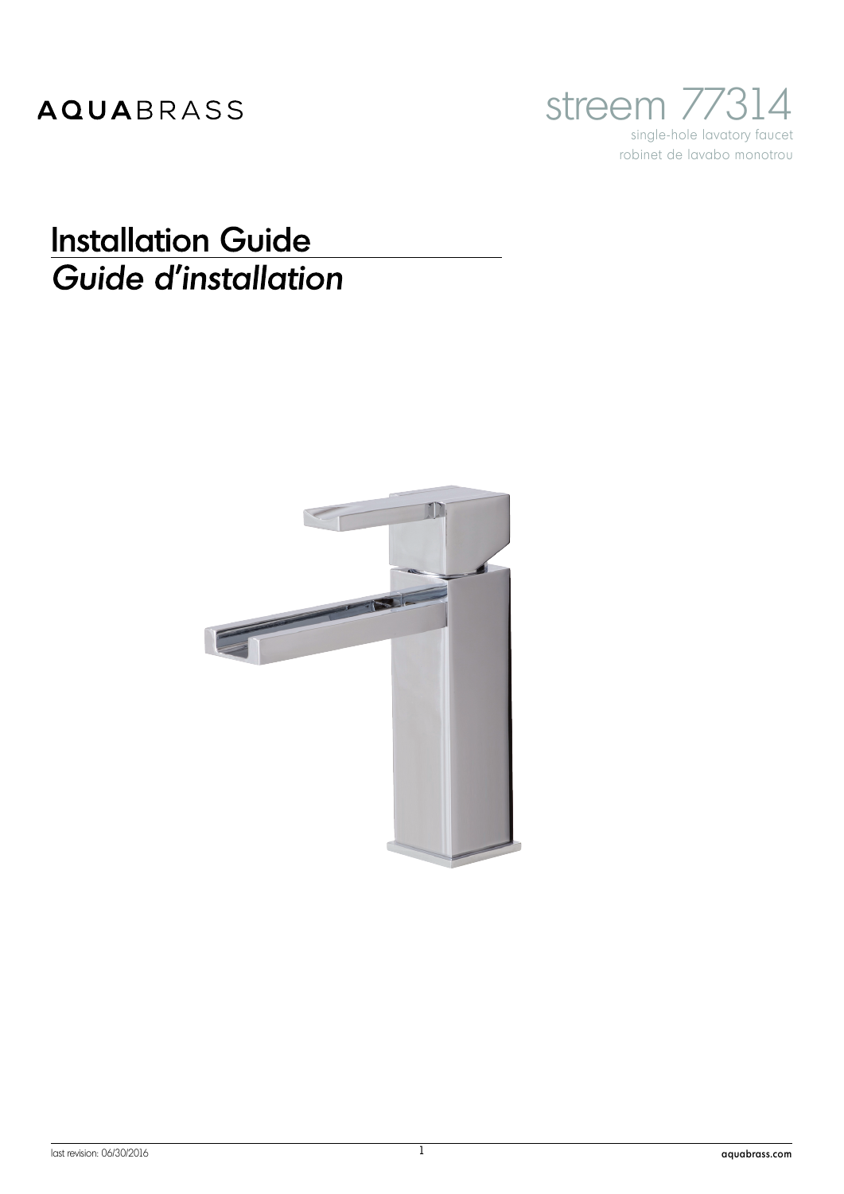AQUABRASS

# streem 77314

single-hole lavatory faucet
robinet de lavabo monotrou

## Installation Guide
## *Guide d'installation*

last revision: 06/30/2016

aquabrass.com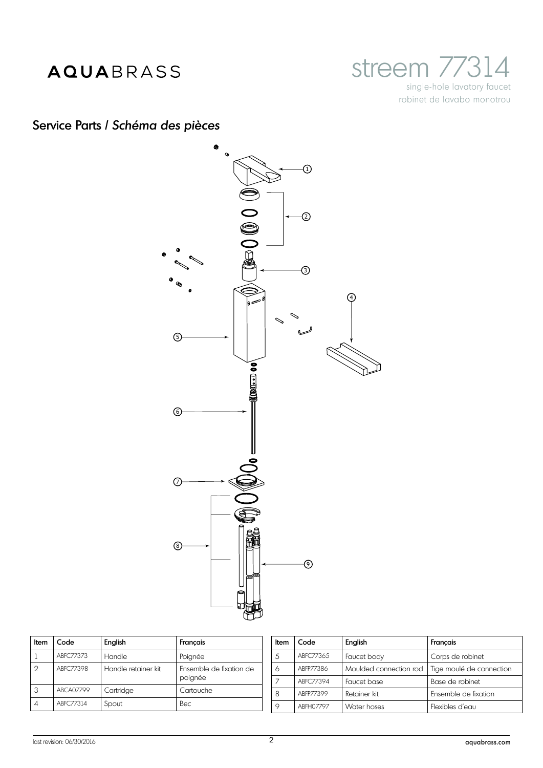# AQUABRASS

## streem 77314

single-hole lavatory faucet
robinet de lavabo monotrou

## Service Parts / *Schéma des pièces*

| Item | Code | English | Français |
|---|---|---|---|
| 1 | ABFC77373 | Handle | Poignée |
| 2 | ABFC77398 | Handle retainer kit | Ensemble de fixation de poignée |
| 3 | ABCA07799 | Cartridge | Cartouche |
| 4 | ABFC77314 | Spout | Bec |

| Item | Code | English | Français |
|---|---|---|---|
| 5 | ABFC77365 | Faucet body | Corps de robinet |
| 6 | ABFP77386 | Moulded connection rod | Tige moulé de connection |
| 7 | ABFC77394 | Faucet base | Base de robinet |
| 8 | ABFP77399 | Retainer kit | Ensemble de fixation |
| 9 | ABFH07797 | Water hoses | Flexibles d'eau |

last revision: 06/30/2016

aquabrass.com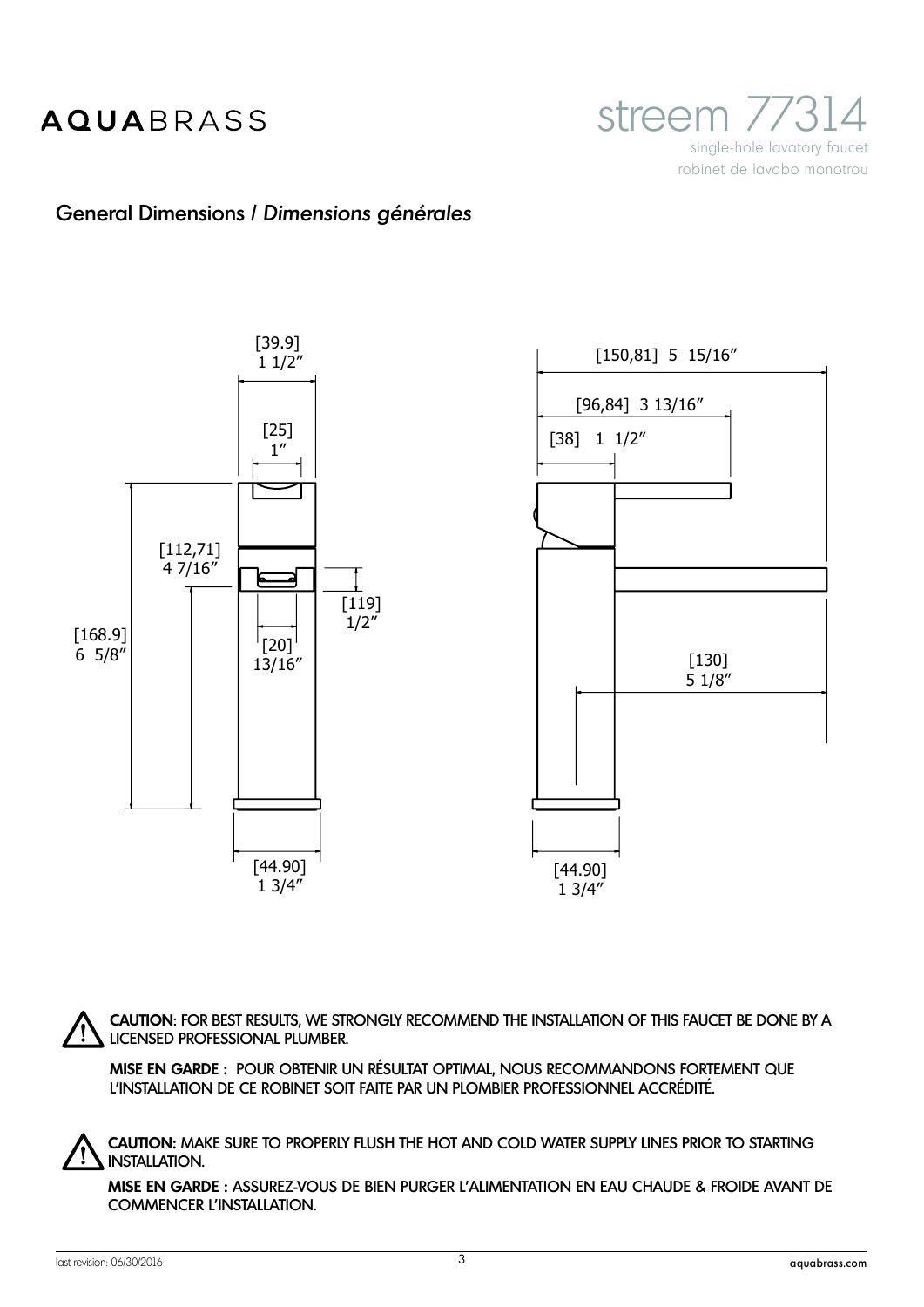# AQUABRASS

## streem 77314

single-hole lavatory faucet
robinet de lavabo monotrou

## General Dimensions / *Dimensions générales*

[39.9] 1 1/2″

[25] 1″

[112,71] 4 7/16″

[119] 1/2″

[168.9] 6 5/8″

[20] 13/16″

[44.90] 1 3/4″

[150,81] 5 15/16″

[96,84] 3 13/16″

[38] 1 1/2″

[130] 5 1/8″

[44.90] 1 3/4″

⚠ **CAUTION**: FOR BEST RESULTS, WE STRONGLY RECOMMEND THE INSTALLATION OF THIS FAUCET BE DONE BY A LICENSED PROFESSIONAL PLUMBER.

**MISE EN GARDE** : POUR OBTENIR UN RÉSULTAT OPTIMAL, NOUS RECOMMANDONS FORTEMENT QUE L'INSTALLATION DE CE ROBINET SOIT FAITE PAR UN PLOMBIER PROFESSIONNEL ACCRÉDITÉ.

⚠ **CAUTION:** MAKE SURE TO PROPERLY FLUSH THE HOT AND COLD WATER SUPPLY LINES PRIOR TO STARTING INSTALLATION.

**MISE EN GARDE** : ASSUREZ-VOUS DE BIEN PURGER L'ALIMENTATION EN EAU CHAUDE & FROIDE AVANT DE COMMENCER L'INSTALLATION.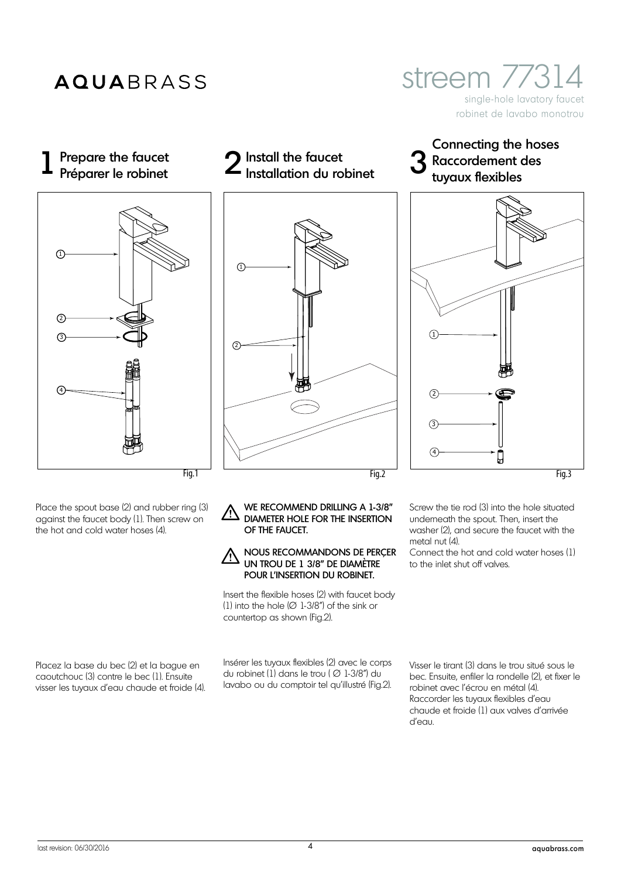# AQUABRASS

# streem 77314

single-hole lavatory faucet
robinet de lavabo monotrou

## 1 Prepare the faucet / Préparer le robinet

Fig.1

Place the spout base (2) and rubber ring (3) against the faucet body (1). Then screw on the hot and cold water hoses (4).

Placez la base du bec (2) et la bague en caoutchouc (3) contre le bec (1). Ensuite visser les tuyaux d'eau chaude et froide (4).

## 2 Install the faucet / Installation du robinet

Fig.2

⚠ **WE RECOMMEND DRILLING A 1-3/8" DIAMETER HOLE FOR THE INSERTION OF THE FAUCET.**

⚠ **NOUS RECOMMANDONS DE PERÇER UN TROU DE 1 3/8" DE DIAMÈTRE POUR L'INSERTION DU ROBINET.**

Insert the flexible hoses (2) with faucet body (1) into the hole (Ø 1-3/8") of the sink or countertop as shown (Fig.2).

Insérer les tuyaux flexibles (2) avec le corps du robinet (1) dans le trou ( Ø 1-3/8") du lavabo ou du comptoir tel qu'illustré (Fig.2).

## 3 Connecting the hoses / Raccordement des tuyaux flexibles

Fig.3

Screw the tie rod (3) into the hole situated underneath the spout. Then, insert the washer (2), and secure the faucet with the metal nut (4).
Connect the hot and cold water hoses (1) to the inlet shut off valves.

Visser le tirant (3) dans le trou situé sous le bec. Ensuite, enfiler la rondelle (2), et fixer le robinet avec l'écrou en métal (4).
Raccorder les tuyaux flexibles d'eau chaude et froide (1) aux valves d'arrivée d'eau.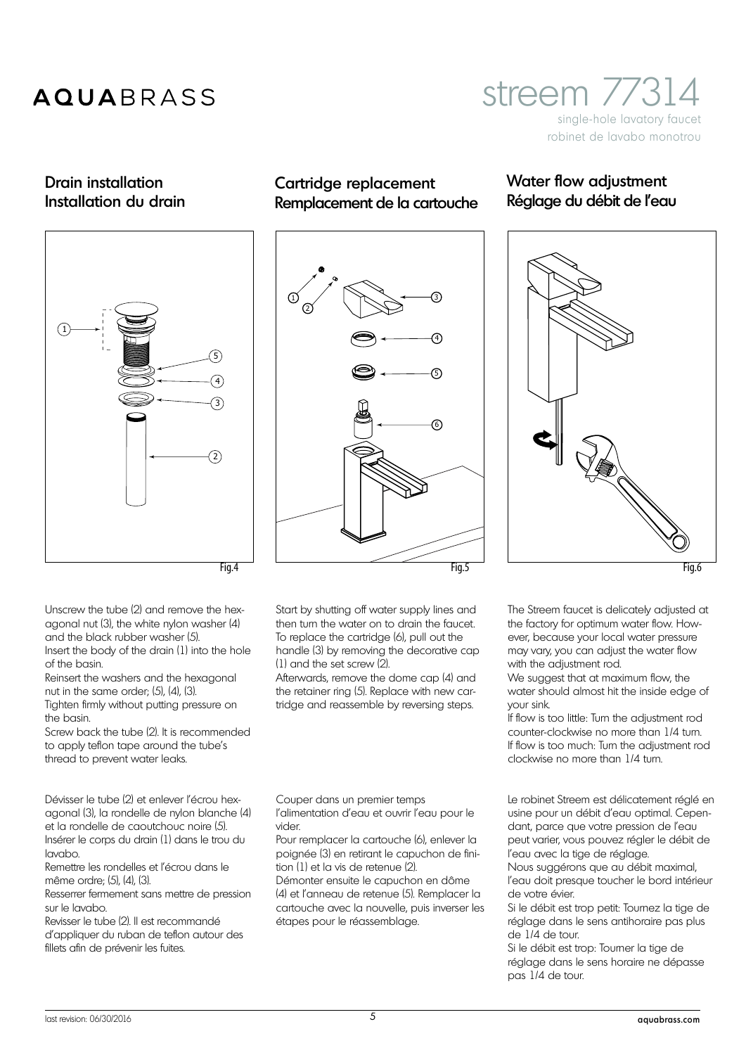# AQUABRASS

# streem 77314

single-hole lavatory faucet
robinet de lavabo monotrou

## Drain installation
## Installation du drain

Fig.4

Unscrew the tube (2) and remove the hexagonal nut (3), the white nylon washer (4) and the black rubber washer (5).
Insert the body of the drain (1) into the hole of the basin.
Reinsert the washers and the hexagonal nut in the same order; (5), (4), (3).
Tighten firmly without putting pressure on the basin.
Screw back the tube (2). It is recommended to apply teflon tape around the tube's thread to prevent water leaks.

Dévisser le tube (2) et enlever l'écrou hexagonal (3), la rondelle de nylon blanche (4) et la rondelle de caoutchouc noire (5).
Insérer le corps du drain (1) dans le trou du lavabo.
Remettre les rondelles et l'écrou dans le même ordre; (5), (4), (3).
Resserrer fermement sans mettre de pression sur le lavabo.
Revisser le tube (2). Il est recommandé d'appliquer du ruban de teflon autour des fillets afin de prévenir les fuites.

## Cartridge replacement
## Remplacement de la cartouche

Fig.5

Start by shutting off water supply lines and then turn the water on to drain the faucet.
To replace the cartridge (6), pull out the handle (3) by removing the decorative cap (1) and the set screw (2).
Afterwards, remove the dome cap (4) and the retainer ring (5). Replace with new cartridge and reassemble by reversing steps.

Couper dans un premier temps l'alimentation d'eau et ouvrir l'eau pour le vider.
Pour remplacer la cartouche (6), enlever la poignée (3) en retirant le capuchon de finition (1) et la vis de retenue (2).
Démonter ensuite le capuchon en dôme (4) et l'anneau de retenue (5). Remplacer la cartouche avec la nouvelle, puis inverser les étapes pour le réassemblage.

## Water flow adjustment
## Réglage du débit de l'eau

Fig.6

The Streem faucet is delicately adjusted at the factory for optimum water flow. However, because your local water pressure may vary, you can adjust the water flow with the adjustment rod.
We suggest that at maximum flow, the water should almost hit the inside edge of your sink.
If flow is too little: Turn the adjustment rod counter-clockwise no more than 1/4 turn.
If flow is too much: Turn the adjustment rod clockwise no more than 1/4 turn.

Le robinet Streem est délicatement réglé en usine pour un débit d'eau optimal. Cependant, parce que votre pression de l'eau peut varier, vous pouvez régler le débit de l'eau avec la tige de réglage.
Nous suggérons que au débit maximal, l'eau doit presque toucher le bord intérieur de votre évier.
Si le débit est trop petit: Tournez la tige de réglage dans le sens antihoraire pas plus de 1/4 de tour.
Si le débit est trop: Tourner la tige de réglage dans le sens horaire ne dépasse pas 1/4 de tour.

last revision: 06/30/2016

aquabrass.com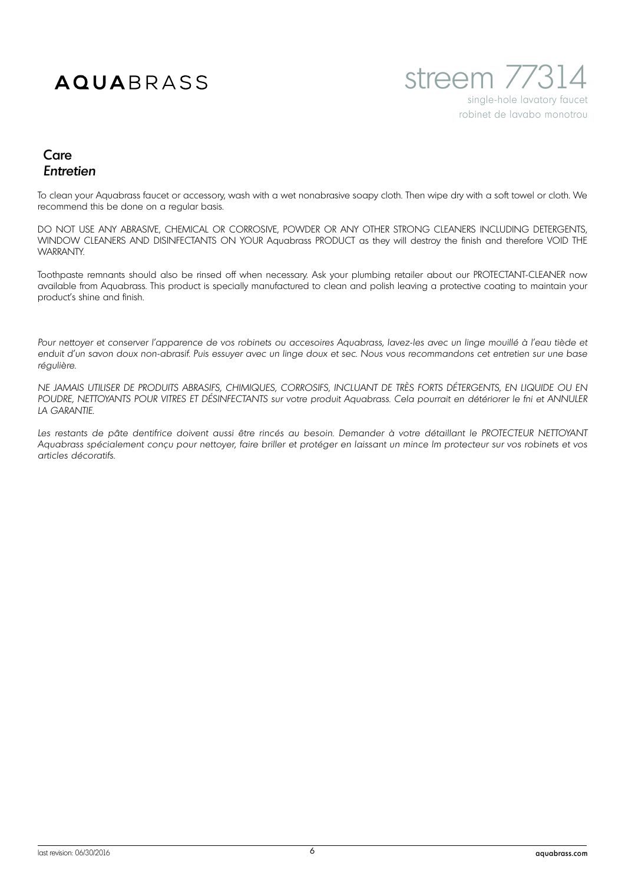# AQUABRASS

# streem 77314

single-hole lavatory faucet
robinet de lavabo monotrou

## Care
## *Entretien*

To clean your Aquabrass faucet or accessory, wash with a wet nonabrasive soapy cloth. Then wipe dry with a soft towel or cloth. We recommend this be done on a regular basis.

DO NOT USE ANY ABRASIVE, CHEMICAL OR CORROSIVE, POWDER OR ANY OTHER STRONG CLEANERS INCLUDING DETERGENTS, WINDOW CLEANERS AND DISINFECTANTS ON YOUR Aquabrass PRODUCT as they will destroy the finish and therefore VOID THE WARRANTY.

Toothpaste remnants should also be rinsed off when necessary. Ask your plumbing retailer about our PROTECTANT-CLEANER now available from Aquabrass. This product is specially manufactured to clean and polish leaving a protective coating to maintain your product's shine and finish.

*Pour nettoyer et conserver l'apparence de vos robinets ou accesoires Aquabrass, lavez-les avec un linge mouillé à l'eau tiède et enduit d'un savon doux non-abrasif. Puis essuyer avec un linge doux et sec. Nous vous recommandons cet entretien sur une base régulière.*

*NE JAMAIS UTILISER DE PRODUITS ABRASIFS, CHIMIQUES, CORROSIFS, INCLUANT DE TRÈS FORTS DÉTERGENTS, EN LIQUIDE OU EN POUDRE, NETTOYANTS POUR VITRES ET DÉSINFECTANTS sur votre produit Aquabrass. Cela pourrait en détériorer le fni et ANNULER LA GARANTIE.*

*Les restants de pâte dentifrice doivent aussi être rincés au besoin. Demander à votre détaillant le PROTECTEUR NETTOYANT Aquabrass spécialement conçu pour nettoyer, faire briller et protéger en laissant un mince lm protecteur sur vos robinets et vos articles décoratifs.*

last revision: 06/30/2016

aquabrass.com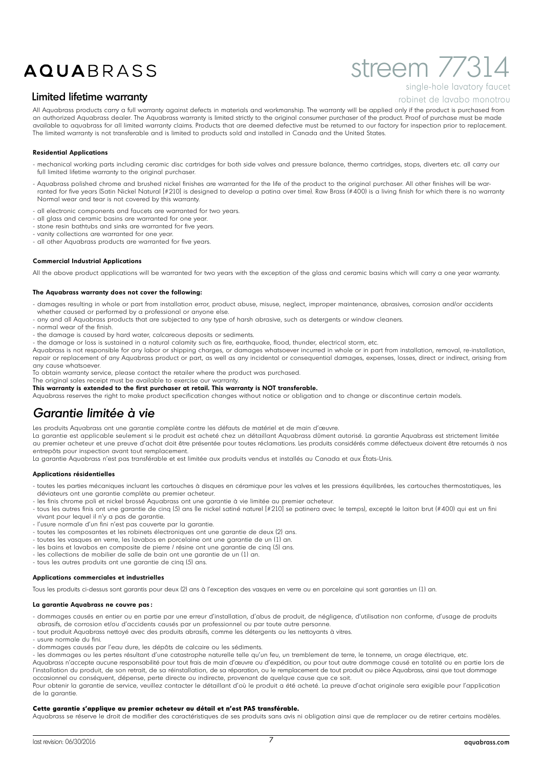# AQUABRASS

# streem 77314

single-hole lavatory faucet

robinet de lavabo monotrou

## Limited lifetime warranty

All Aquabrass products carry a full warranty against defects in materials and workmanship. The warranty will be applied only if the product is purchased from an authorized Aquabrass dealer. The Aquabrass warranty is limited strictly to the original consumer purchaser of the product. Proof of purchase must be made available to aquabrass for all limited warranty claims. Products that are deemed defective must be returned to our factory for inspection prior to replacement. The limited warranty is not transferable and is limited to products sold and installed in Canada and the United States.

**Residential Applications**

- mechanical working parts including ceramic disc cartridges for both side valves and pressure balance, thermo cartridges, stops, diverters etc. all carry our full limited lifetime warranty to the original purchaser.
- Aquabrass polished chrome and brushed nickel finishes are warranted for the life of the product to the original purchaser. All other finishes will be warranted for five years (Satin Nickel Natural [#210] is designed to develop a patina over time). Raw Brass (#400) is a living finish for which there is no warranty Normal wear and tear is not covered by this warranty.
- all electronic components and faucets are warranted for two years.
- all glass and ceramic basins are warranted for one year.
- stone resin bathtubs and sinks are warranted for five years.
- vanity collections are warranted for one year.
- all other Aquabrass products are warranted for five years.

**Commercial Industrial Applications**

All the above product applications will be warranted for two years with the exception of the glass and ceramic basins which will carry a one year warranty.

**The Aquabrass warranty does not cover the following:**

- damages resulting in whole or part from installation error, product abuse, misuse, neglect, improper maintenance, abrasives, corrosion and/or accidents whether caused or performed by a professional or anyone else.
- any and all Aquabrass products that are subjected to any type of harsh abrasive, such as detergents or window cleaners.
- normal wear of the finish.
- the damage is caused by hard water, calcareous deposits or sediments.
- the damage or loss is sustained in a natural calamity such as fire, earthquake, flood, thunder, electrical storm, etc.

Aquabrass is not responsible for any labor or shipping charges, or damages whatsoever incurred in whole or in part from installation, removal, re-installation, repair or replacement of any Aquabrass product or part, as well as any incidental or consequential damages, expenses, losses, direct or indirect, arising from any cause whatsoever.

To obtain warranty service, please contact the retailer where the product was purchased.

The original sales receipt must be available to exercise our warranty.

**This warranty is extended to the first purchaser at retail. This warranty is NOT transferable.**

Aquabrass reserves the right to make product specification changes without notice or obligation and to change or discontinue certain models.

## *Garantie limitée à vie*

Les produits Aquabrass ont une garantie complète contre les défauts de matériel et de main d'œuvre.

La garantie est applicable seulement si le produit est acheté chez un détaillant Aquabrass dûment autorisé. La garantie Aquabrass est strictement limitée au premier acheteur et une preuve d'achat doit être présentée pour toutes réclamations. Les produits considérés comme défectueux doivent être retournés à nos entrepôts pour inspection avant tout remplacement.

La garantie Aquabrass n'est pas transférable et est limitée aux produits vendus et installés au Canada et aux États-Unis.

**Applications résidentielles**

- toutes les parties mécaniques incluant les cartouches à disques en céramique pour les valves et les pressions équilibrées, les cartouches thermostatiques, les déviateurs ont une garantie complète au premier acheteur.
- les finis chrome poli et nickel brossé Aquabrass ont une garantie à vie limitée au premier acheteur.
- tous les autres finis ont une garantie de cinq (5) ans (le nickel satiné naturel [#210] se patinera avec le temps), excepté le laiton brut (#400) qui est un fini vivant pour lequel il n'y a pas de garantie.
- l'usure normale d'un fini n'est pas couverte par la garantie.
- toutes les composantes et les robinets électroniques ont une garantie de deux (2) ans.
- toutes les vasques en verre, les lavabos en porcelaine ont une garantie de un (1) an.
- les bains et lavabos en composite de pierre / résine ont une garantie de cinq (5) ans.
- les collections de mobilier de salle de bain ont une garantie de un (1) an.
- tous les autres produits ont une garantie de cinq (5) ans.

**Applications commerciales et industrielles**

Tous les produits ci-dessus sont garantis pour deux (2) ans à l'exception des vasques en verre ou en porcelaine qui sont garanties un (1) an.

**La garantie Aquabrass ne couvre pas :**

- dommages causés en entier ou en partie par une erreur d'installation, d'abus de produit, de négligence, d'utilisation non conforme, d'usage de produits abrasifs, de corrosion et/ou d'accidents causés par un professionnel ou par toute autre personne.
- tout produit Aquabrass nettoyé avec des produits abrasifs, comme les détergents ou les nettoyants à vitres.
- usure normale du fini.
- dommages causés par l'eau dure, les dépôts de calcaire ou les sédiments.
- les dommages ou les pertes résultant d'une catastrophe naturelle telle qu'un feu, un tremblement de terre, le tonnerre, un orage électrique, etc.

Aquabrass n'accepte aucune responsabilité pour tout frais de main d'œuvre ou d'expédition, ou pour tout autre dommage causé en totalité ou en partie lors de l'installation du produit, de son retrait, de sa réinstallation, de sa réparation, ou le remplacement de tout produit ou pièce Aquabrass, ainsi que tout dommage occasionnel ou conséquent, dépense, perte directe ou indirecte, provenant de quelque cause que ce soit.

Pour obtenir la garantie de service, veuillez contacter le détaillant d'où le produit a été acheté. La preuve d'achat originale sera exigible pour l'application de la garantie.

**Cette garantie s'applique au premier acheteur au détail et n'est PAS transférable.**

Aquabrass se réserve le droit de modifier des caractéristiques de ses produits sans avis ni obligation ainsi que de remplacer ou de retirer certains modèles.

last revision: 06/30/2016

aquabrass.com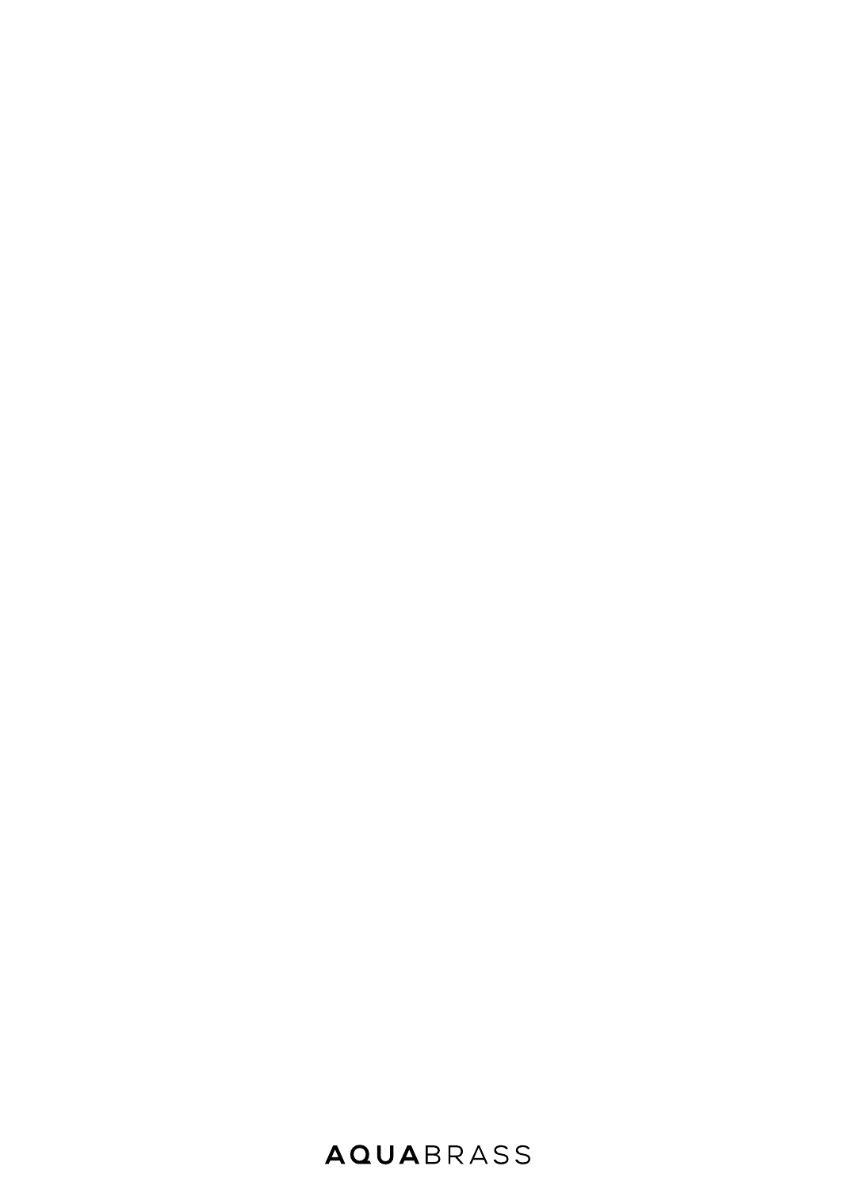AQUABRASS